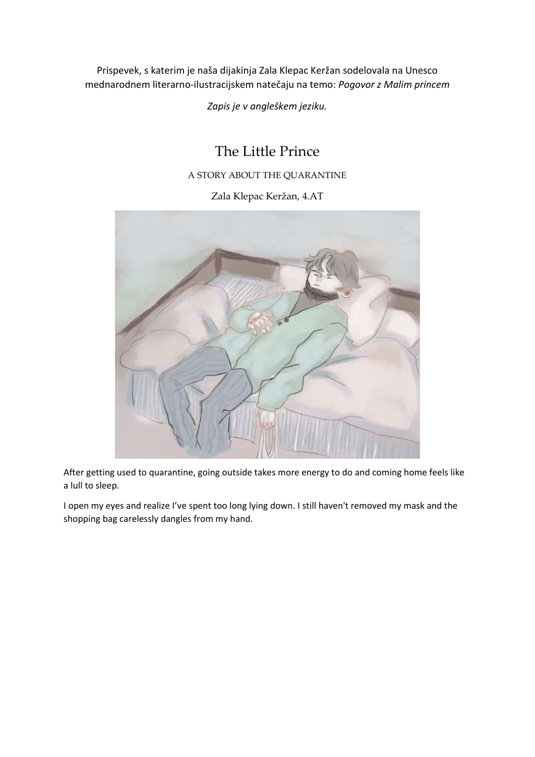Prispevek, s katerim je naša dijakinja Zala Klepac Keržan sodelovala na Unesco mednarodnem literarno-ilustracijskem natečaju na temo: *Pogovor z Malim princem*

*Zapis je v angleškem jeziku.*

# The Little Prince

A STORY ABOUT THE QUARANTINE

Zala Klepac Keržan, 4.AT

After getting used to quarantine, going outside takes more energy to do and coming home feels like a lull to sleep.

I open my eyes and realize I've spent too long lying down. I still haven't removed my mask and the shopping bag carelessly dangles from my hand.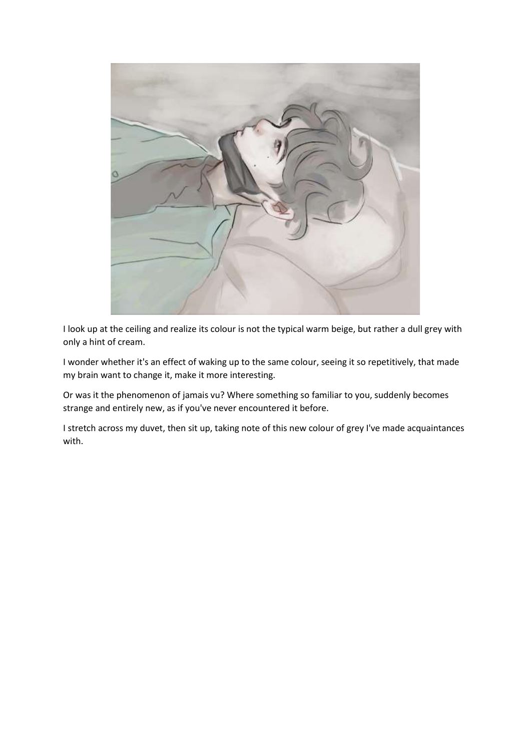I look up at the ceiling and realize its colour is not the typical warm beige, but rather a dull grey with only a hint of cream.

I wonder whether it's an effect of waking up to the same colour, seeing it so repetitively, that made my brain want to change it, make it more interesting.

Or was it the phenomenon of jamais vu? Where something so familiar to you, suddenly becomes strange and entirely new, as if you've never encountered it before.

I stretch across my duvet, then sit up, taking note of this new colour of grey I've made acquaintances with.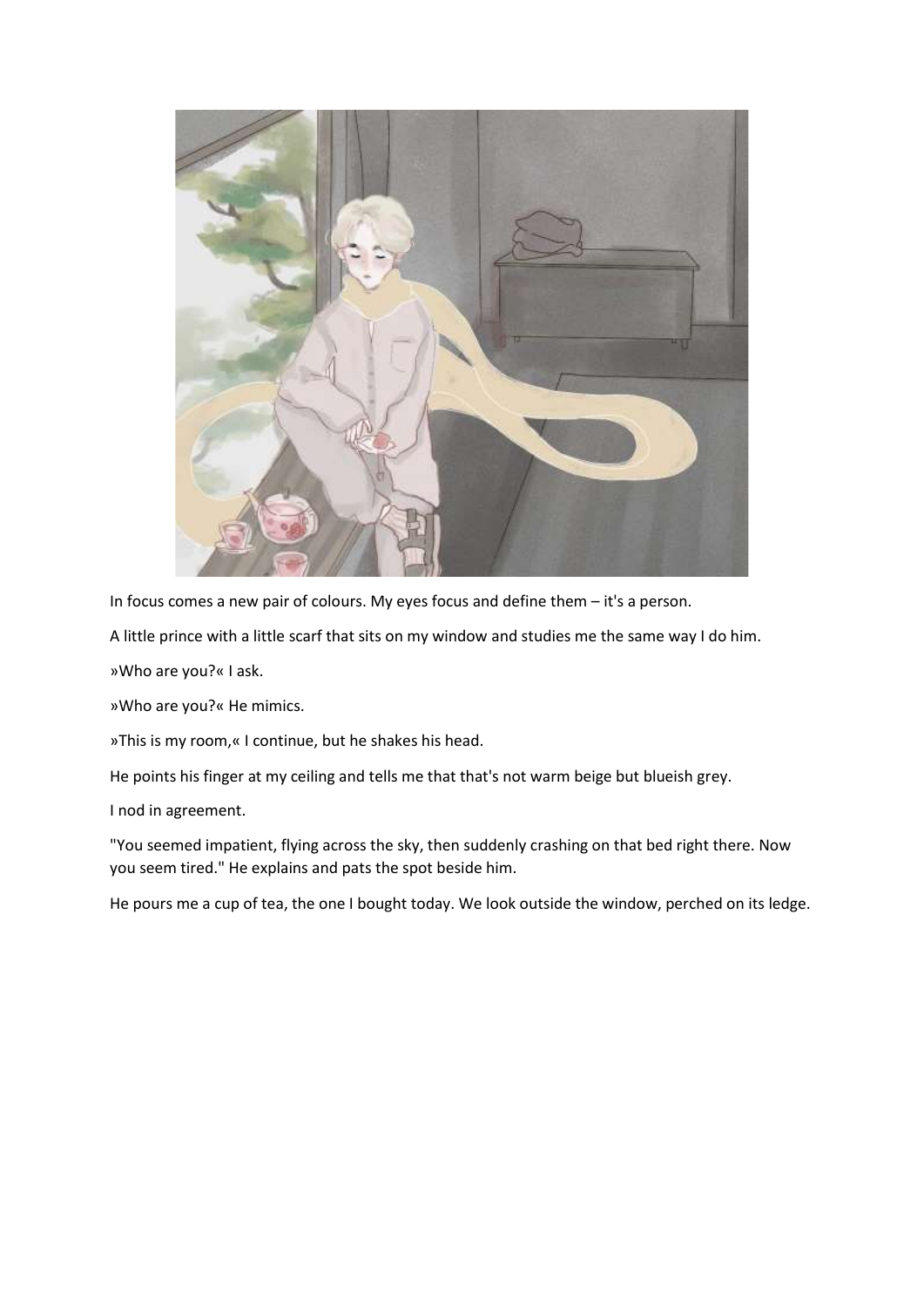In focus comes a new pair of colours. My eyes focus and define them – it's a person.

A little prince with a little scarf that sits on my window and studies me the same way I do him.

»Who are you?« I ask.

»Who are you?« He mimics.

»This is my room,« I continue, but he shakes his head.

He points his finger at my ceiling and tells me that that's not warm beige but blueish grey.

I nod in agreement.

"You seemed impatient, flying across the sky, then suddenly crashing on that bed right there. Now you seem tired." He explains and pats the spot beside him.

He pours me a cup of tea, the one I bought today. We look outside the window, perched on its ledge.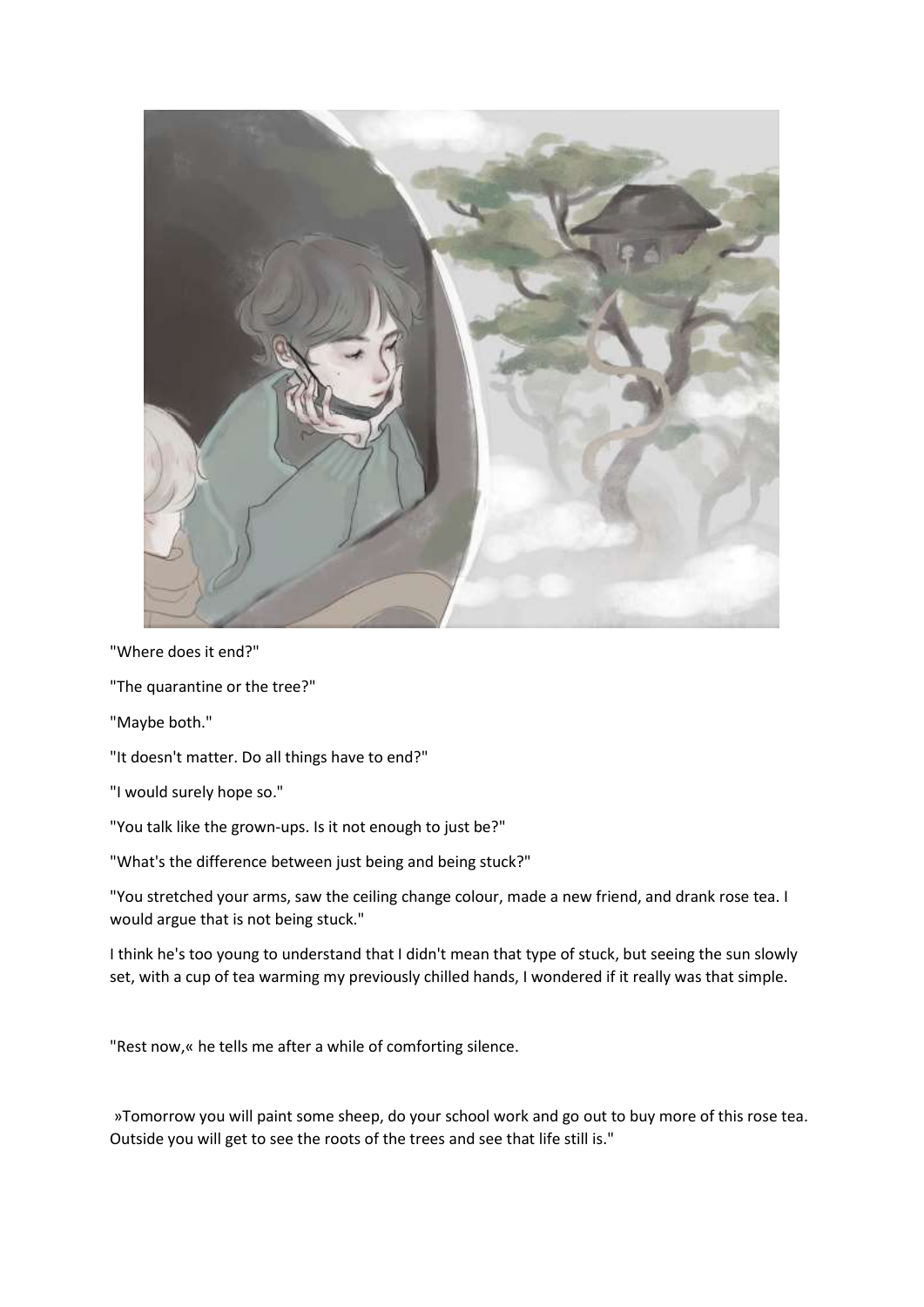"Where does it end?"

"The quarantine or the tree?"

"Maybe both."

"It doesn't matter. Do all things have to end?"

"I would surely hope so."

"You talk like the grown-ups. Is it not enough to just be?"

"What's the difference between just being and being stuck?"

"You stretched your arms, saw the ceiling change colour, made a new friend, and drank rose tea. I would argue that is not being stuck."

I think he's too young to understand that I didn't mean that type of stuck, but seeing the sun slowly set, with a cup of tea warming my previously chilled hands, I wondered if it really was that simple.

"Rest now,« he tells me after a while of comforting silence.

»Tomorrow you will paint some sheep, do your school work and go out to buy more of this rose tea. Outside you will get to see the roots of the trees and see that life still is."